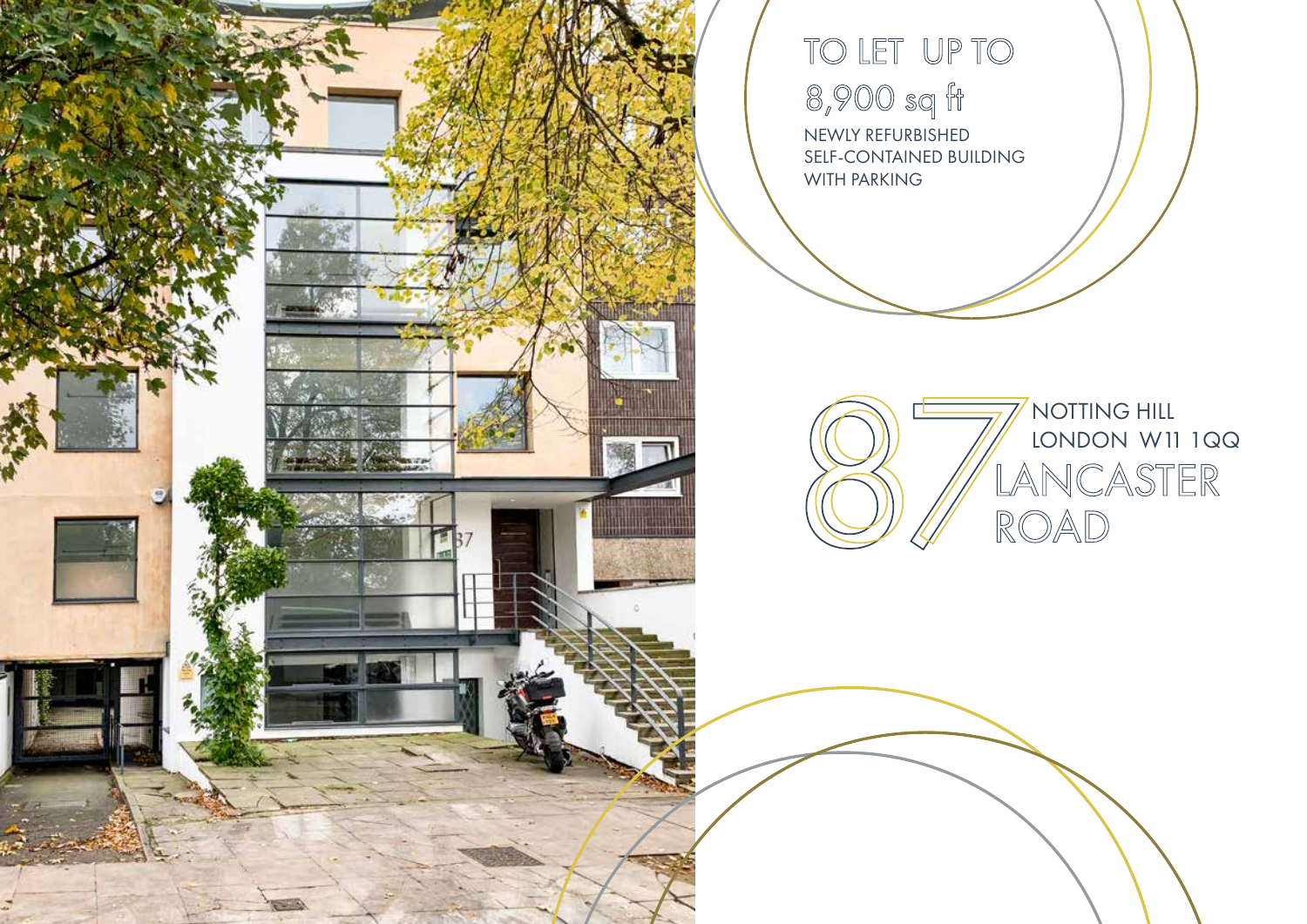# TO LET UP TO 8,900 sq ft

NEWLY REFURBISHED
SELF-CONTAINED BUILDING
WITH PARKING

# 87 LANCASTER ROAD

NOTTING HILL
LONDON W11 1QQ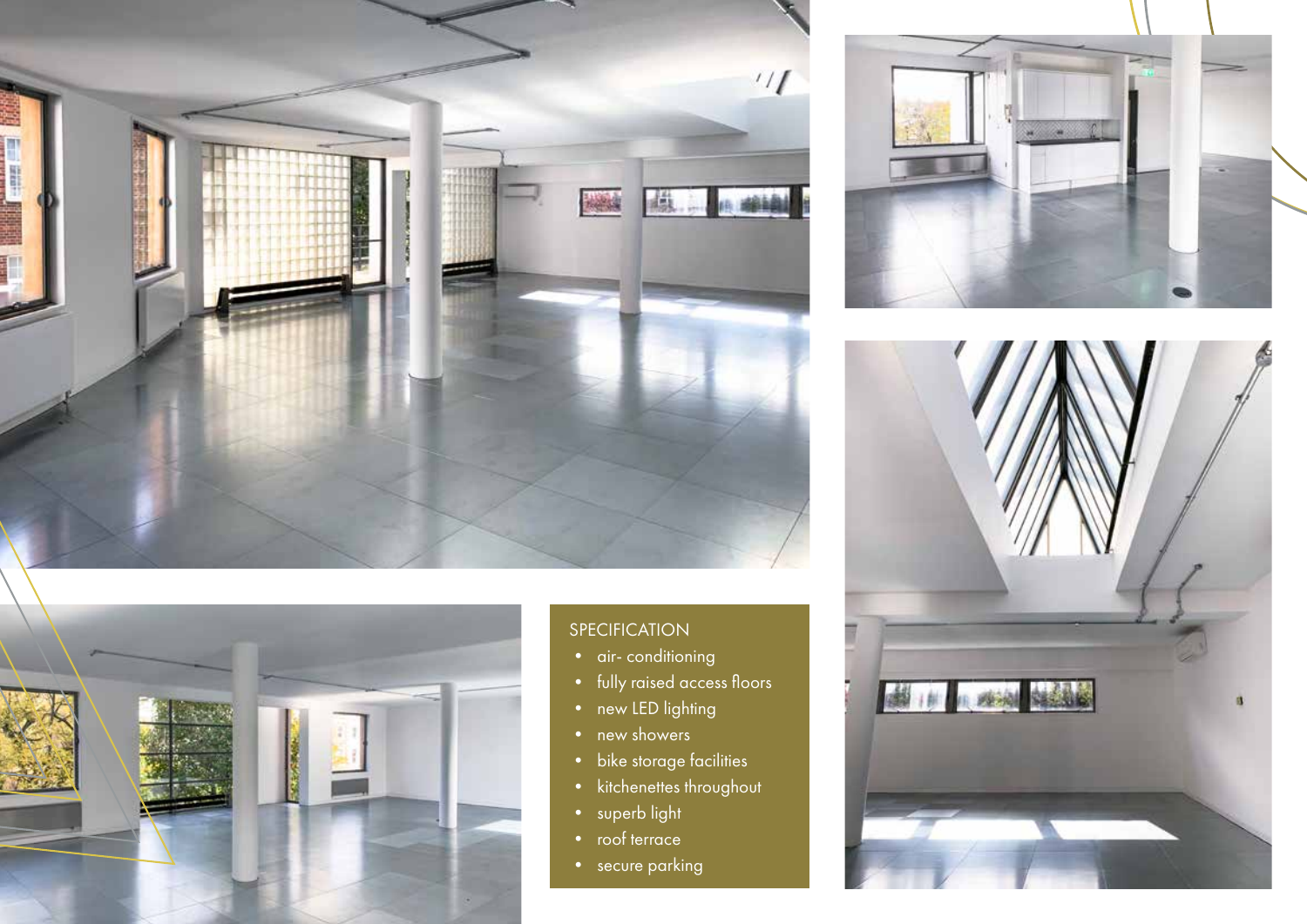## SPECIFICATION

- air- conditioning
- fully raised access floors
- new LED lighting
- new showers
- bike storage facilities
- kitchenettes throughout
- superb light
- roof terrace
- secure parking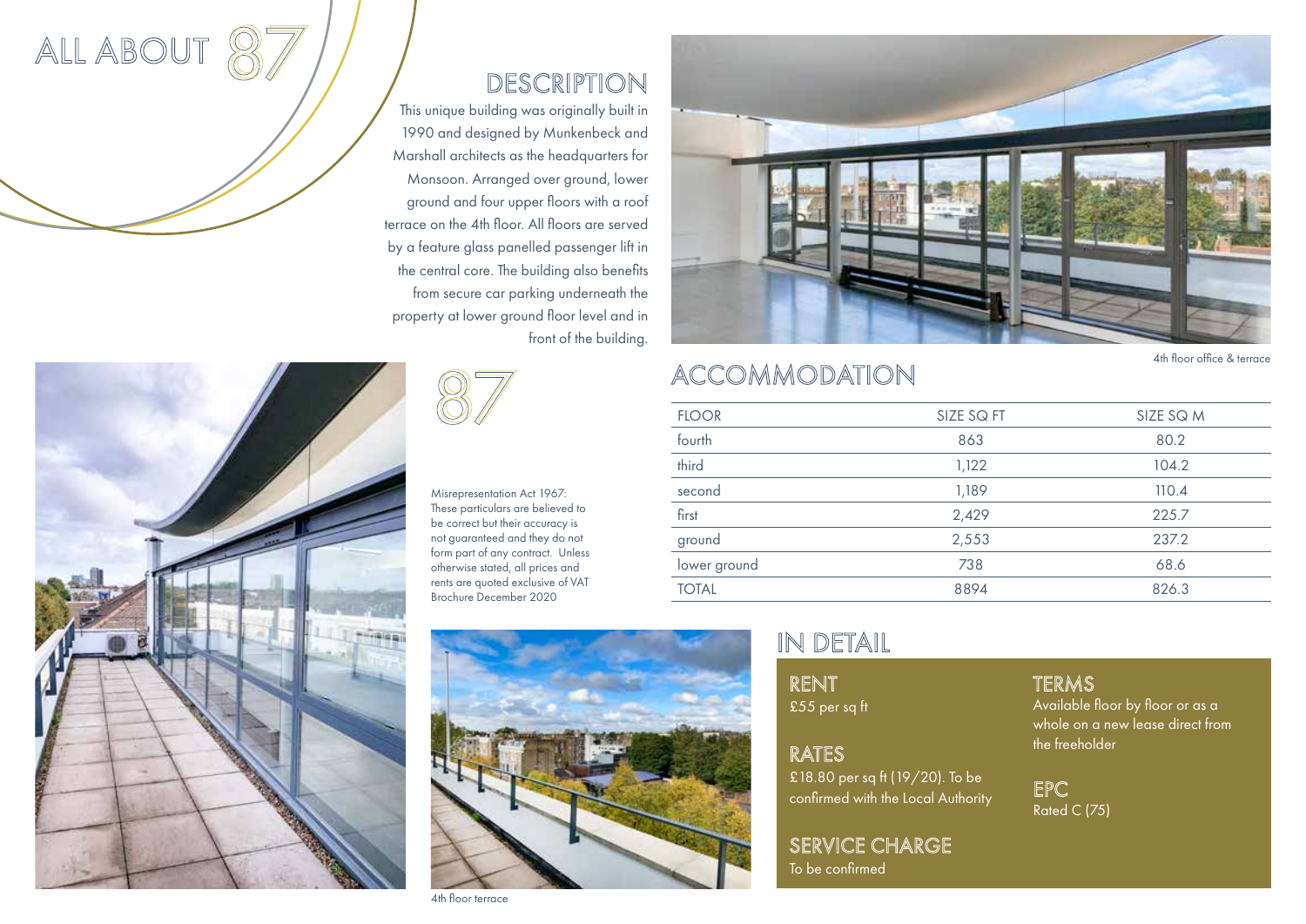# ALL ABOUT 87

## DESCRIPTION

This unique building was originally built in 1990 and designed by Munkenbeck and Marshall architects as the headquarters for Monsoon. Arranged over ground, lower ground and four upper floors with a roof terrace on the 4th floor. All floors are served by a feature glass panelled passenger lift in the central core. The building also benefits from secure car parking underneath the property at lower ground floor level and in front of the building.

4th floor office & terrace

87

Misrepresentation Act 1967: These particulars are believed to be correct but their accuracy is not guaranteed and they do not form part of any contract. Unless otherwise stated, all prices and rents are quoted exclusive of VAT
Brochure December 2020

## ACCOMMODATION

| FLOOR | SIZE SQ FT | SIZE SQ M |
|---|---|---|
| fourth | 863 | 80.2 |
| third | 1,122 | 104.2 |
| second | 1,189 | 110.4 |
| first | 2,429 | 225.7 |
| ground | 2,553 | 237.2 |
| lower ground | 738 | 68.6 |
| TOTAL | 8894 | 826.3 |

4th floor terrace

## IN DETAIL

### RENT
£55 per sq ft

### RATES
£18.80 per sq ft (19/20). To be confirmed with the Local Authority

### SERVICE CHARGE
To be confirmed

### TERMS
Available floor by floor or as a whole on a new lease direct from the freeholder

### EPC
Rated C (75)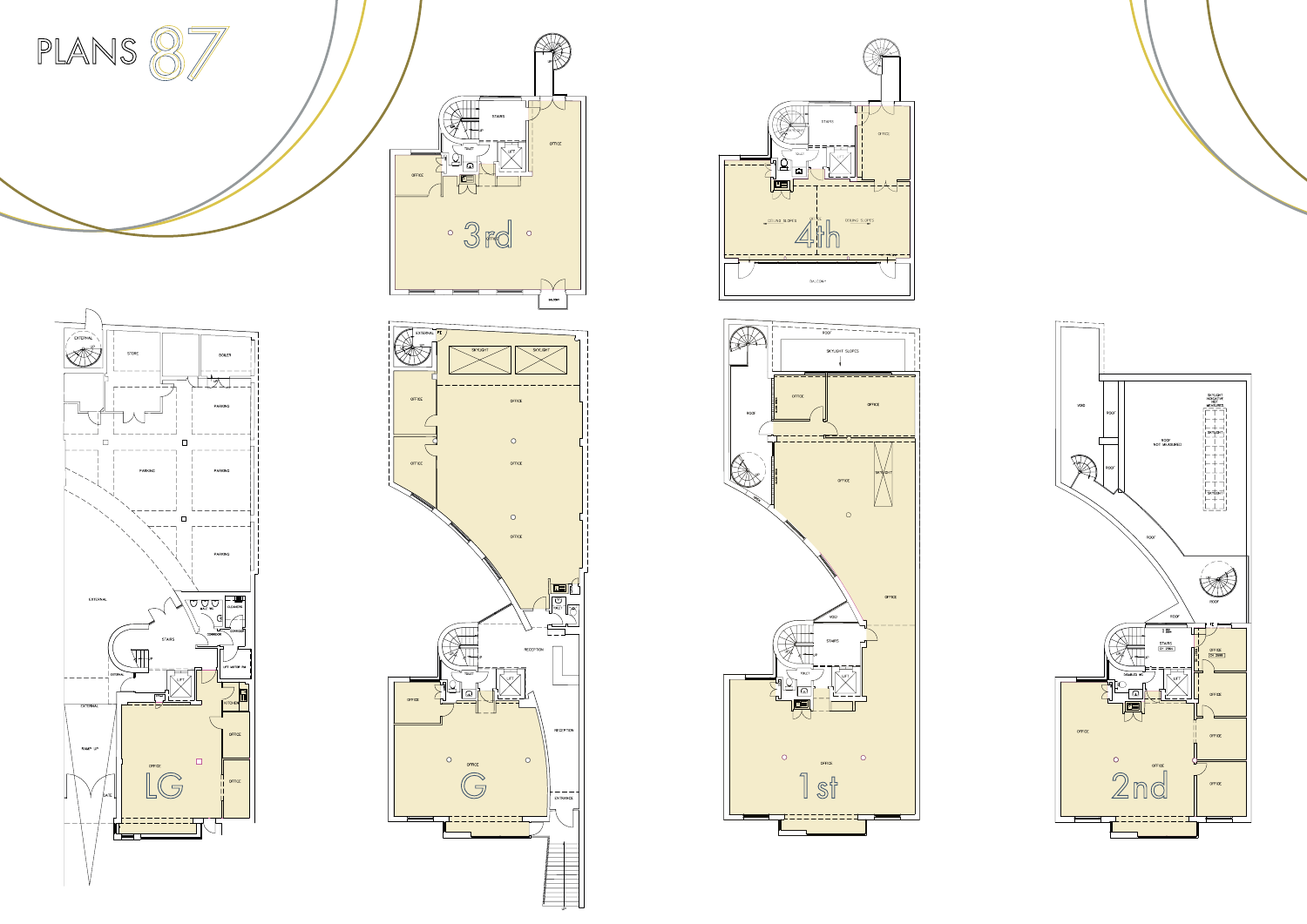# PLANS 87

## 3rd

STAIRS
OFFICE
TOILET
LIFT
OFFICE
BALCONY

## 4th

STAIRS
OFFICE
TOILET
CEILING SLOPES
CEILING SLOPES
BALCONY

## LG

EXTERNAL
STORE
BOILER
PARKING
PARKING
PARKING
PARKING
EXTERNAL
CLEANERS
STAIRS
CORRIDOR
LIFT MOTOR RM
EXTERNAL
KITCHEN
EXTERNAL
OFFICE
OFFICE
OFFICE
RAMP UP
GATE

## G

EXTERNAL
SKYLIGHT
SKYLIGHT
OFFICE
OFFICE
OFFICE
OFFICE
OFFICE
TOILET
RECEPTION
TOILET
LIFT
OFFICE
RECEPTION
OFFICE
ENTRANCE

## 1st

ROOF
SKYLIGHT SLOPES
OFFICE
OFFICE
ROOF
OFFICE
SKYLIGHT
OFFICE
VOID
STAIRS
TOILET
LIFT
OFFICE

## 2nd

VOID
ROOF
ROOF
ROOF NOT MEASURED
SKYLIGHT
ROOF
ROOF
ROOF
STAIRS
DISABLED WC
LIFT
OFFICE
OFFICE
OFFICE
OFFICE
OFFICE
OFFICE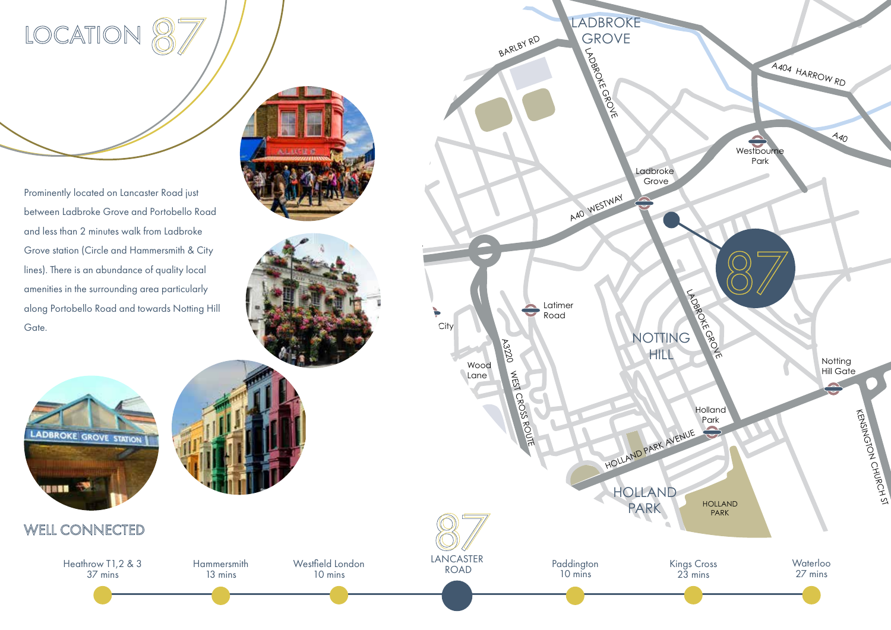# LOCATION 87

Prominently located on Lancaster Road just between Ladbroke Grove and Portobello Road and less than 2 minutes walk from Ladbroke Grove station (Circle and Hammersmith & City lines). There is an abundance of quality local amenities in the surrounding area particularly along Portobello Road and towards Notting Hill Gate.

## WELL CONNECTED

- Heathrow T1,2 & 3 — 37 mins
- Hammersmith — 13 mins
- Westfield London — 10 mins
- 87 LANCASTER ROAD
- Paddington — 10 mins
- Kings Cross — 23 mins
- Waterloo — 27 mins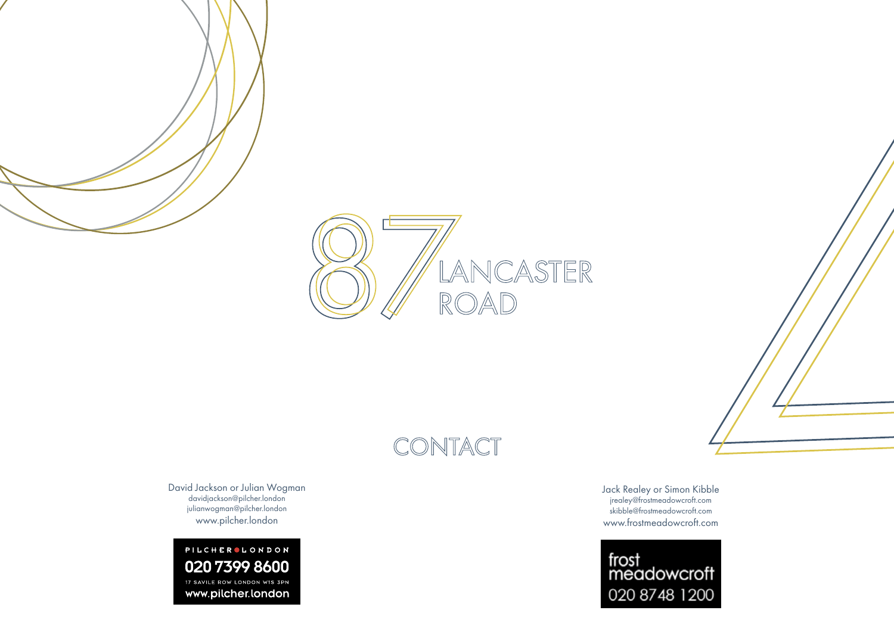# 87 LANCASTER ROAD

## CONTACT

David Jackson or Julian Wogman
davidjackson@pilcher.london
julianwogman@pilcher.london
www.pilcher.london

PILCHER LONDON
020 7399 8600
17 SAVILE ROW LONDON W1S 3PN
www.pilcher.london

Jack Realey or Simon Kibble
jrealey@frostmeadowcroft.com
skibble@frostmeadowcroft.com
www.frostmeadowcroft.com

frost meadowcroft
020 8748 1200